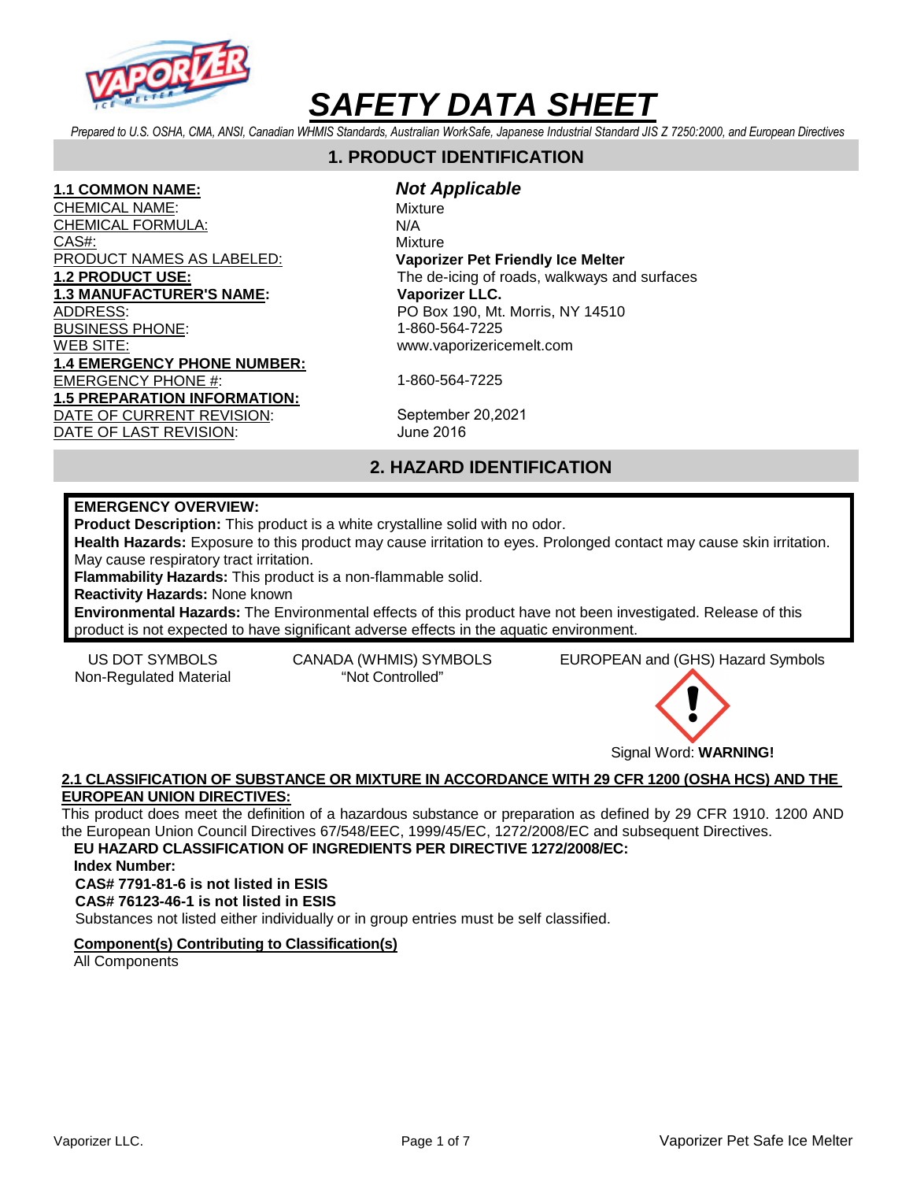# SAFETY DATA SHEET

*Prepared to U.S. OSHA, CMA, ANSI, Canadian WHMIS Standards, Australian WorkSafe, Japanese Industrial Standard JIS Z 7250:2000, and European Directives*

## 1. PRODUCT IDENTIFICATION

| | |
|---|---|
| **1.1 COMMON NAME:** | ***Not Applicable*** |
| CHEMICAL NAME: | Mixture |
| CHEMICAL FORMULA: | N/A |
| CAS#: | Mixture |
| PRODUCT NAMES AS LABELED: | **Vaporizer Pet Friendly Ice Melter** |
| **1.2 PRODUCT USE:** | The de-icing of roads, walkways and surfaces |
| **1.3 MANUFACTURER'S NAME:** | **Vaporizer LLC.** |
| ADDRESS: | PO Box 190, Mt. Morris, NY 14510 |
| BUSINESS PHONE: | 1-860-564-7225 |
| WEB SITE: | www.vaporizericemelt.com |
| **1.4 EMERGENCY PHONE NUMBER:** | |
| EMERGENCY PHONE #: | 1-860-564-7225 |
| **1.5 PREPARATION INFORMATION:** | |
| DATE OF CURRENT REVISION: | September 20,2021 |
| DATE OF LAST REVISION: | June 2016 |

## 2. HAZARD IDENTIFICATION

**EMERGENCY OVERVIEW:**
**Product Description:** This product is a white crystalline solid with no odor.
**Health Hazards:** Exposure to this product may cause irritation to eyes. Prolonged contact may cause skin irritation. May cause respiratory tract irritation.
**Flammability Hazards:** This product is a non-flammable solid.
**Reactivity Hazards:** None known
**Environmental Hazards:** The Environmental effects of this product have not been investigated. Release of this product is not expected to have significant adverse effects in the aquatic environment.

| US DOT SYMBOLS | CANADA (WHMIS) SYMBOLS | EUROPEAN and (GHS) Hazard Symbols |
|---|---|---|
| Non-Regulated Material | "Not Controlled" | Signal Word: **WARNING!** |

**2.1 CLASSIFICATION OF SUBSTANCE OR MIXTURE IN ACCORDANCE WITH 29 CFR 1200 (OSHA HCS) AND THE EUROPEAN UNION DIRECTIVES:**

This product does meet the definition of a hazardous substance or preparation as defined by 29 CFR 1910. 1200 AND the European Union Council Directives 67/548/EEC, 1999/45/EC, 1272/2008/EC and subsequent Directives.

**EU HAZARD CLASSIFICATION OF INGREDIENTS PER DIRECTIVE 1272/2008/EC:**
**Index Number:**
**CAS# 7791-81-6 is not listed in ESIS**
**CAS# 76123-46-1 is not listed in ESIS**
Substances not listed either individually or in group entries must be self classified.

**Component(s) Contributing to Classification(s)**
All Components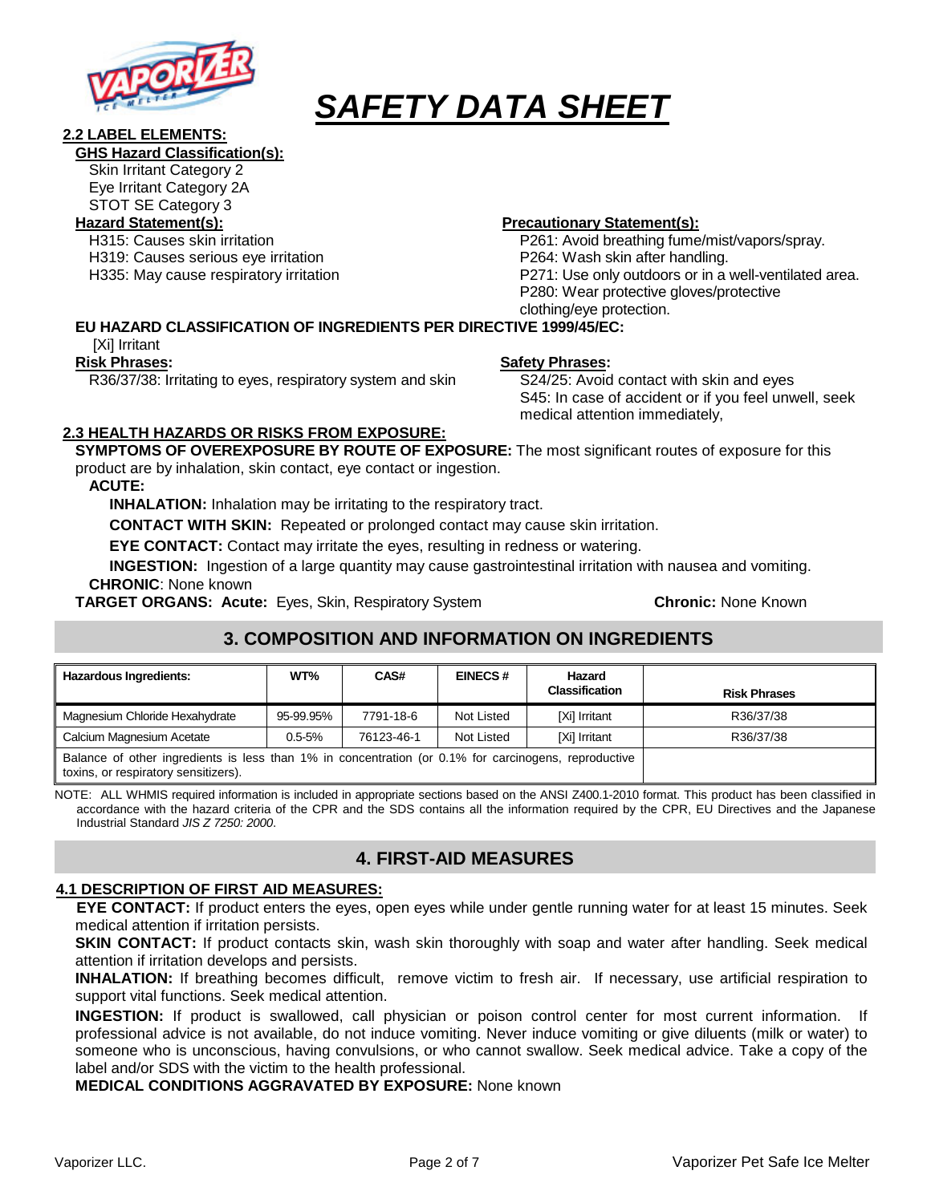# SAFETY DATA SHEET

**2.2 LABEL ELEMENTS:**

**GHS Hazard Classification(s):**

Skin Irritant Category 2
Eye Irritant Category 2A
STOT SE Category 3

**Hazard Statement(s):**

H315: Causes skin irritation
H319: Causes serious eye irritation
H335: May cause respiratory irritation

**Precautionary Statement(s):**

P261: Avoid breathing fume/mist/vapors/spray.
P264: Wash skin after handling.
P271: Use only outdoors or in a well-ventilated area.
P280: Wear protective gloves/protective clothing/eye protection.

**EU HAZARD CLASSIFICATION OF INGREDIENTS PER DIRECTIVE 1999/45/EC:**

[Xi] Irritant

**Risk Phrases:**

R36/37/38: Irritating to eyes, respiratory system and skin

**Safety Phrases:**

S24/25: Avoid contact with skin and eyes
S45: In case of accident or if you feel unwell, seek medical attention immediately,

**2.3 HEALTH HAZARDS OR RISKS FROM EXPOSURE:**

**SYMPTOMS OF OVEREXPOSURE BY ROUTE OF EXPOSURE:** The most significant routes of exposure for this product are by inhalation, skin contact, eye contact or ingestion.

**ACUTE:**

**INHALATION:** Inhalation may be irritating to the respiratory tract.

**CONTACT WITH SKIN:** Repeated or prolonged contact may cause skin irritation.

**EYE CONTACT:** Contact may irritate the eyes, resulting in redness or watering.

**INGESTION:** Ingestion of a large quantity may cause gastrointestinal irritation with nausea and vomiting.

**CHRONIC**: None known

**TARGET ORGANS: Acute:** Eyes, Skin, Respiratory System **Chronic:** None Known

## 3. COMPOSITION AND INFORMATION ON INGREDIENTS

| Hazardous Ingredients: | WT% | CAS# | EINECS # | Hazard Classification | Risk Phrases |
|---|---|---|---|---|---|
| Magnesium Chloride Hexahydrate | 95-99.95% | 7791-18-6 | Not Listed | [Xi] Irritant | R36/37/38 |
| Calcium Magnesium Acetate | 0.5-5% | 76123-46-1 | Not Listed | [Xi] Irritant | R36/37/38 |
| Balance of other ingredients is less than 1% in concentration (or 0.1% for carcinogens, reproductive toxins, or respiratory sensitizers). | | | | | |

NOTE: ALL WHMIS required information is included in appropriate sections based on the ANSI Z400.1-2010 format. This product has been classified in accordance with the hazard criteria of the CPR and the SDS contains all the information required by the CPR, EU Directives and the Japanese Industrial Standard *JIS Z 7250: 2000*.

## 4. FIRST-AID MEASURES

**4.1 DESCRIPTION OF FIRST AID MEASURES:**

**EYE CONTACT:** If product enters the eyes, open eyes while under gentle running water for at least 15 minutes. Seek medical attention if irritation persists.

**SKIN CONTACT:** If product contacts skin, wash skin thoroughly with soap and water after handling. Seek medical attention if irritation develops and persists.

**INHALATION:** If breathing becomes difficult, remove victim to fresh air. If necessary, use artificial respiration to support vital functions. Seek medical attention.

**INGESTION:** If product is swallowed, call physician or poison control center for most current information. If professional advice is not available, do not induce vomiting. Never induce vomiting or give diluents (milk or water) to someone who is unconscious, having convulsions, or who cannot swallow. Seek medical advice. Take a copy of the label and/or SDS with the victim to the health professional.

**MEDICAL CONDITIONS AGGRAVATED BY EXPOSURE:** None known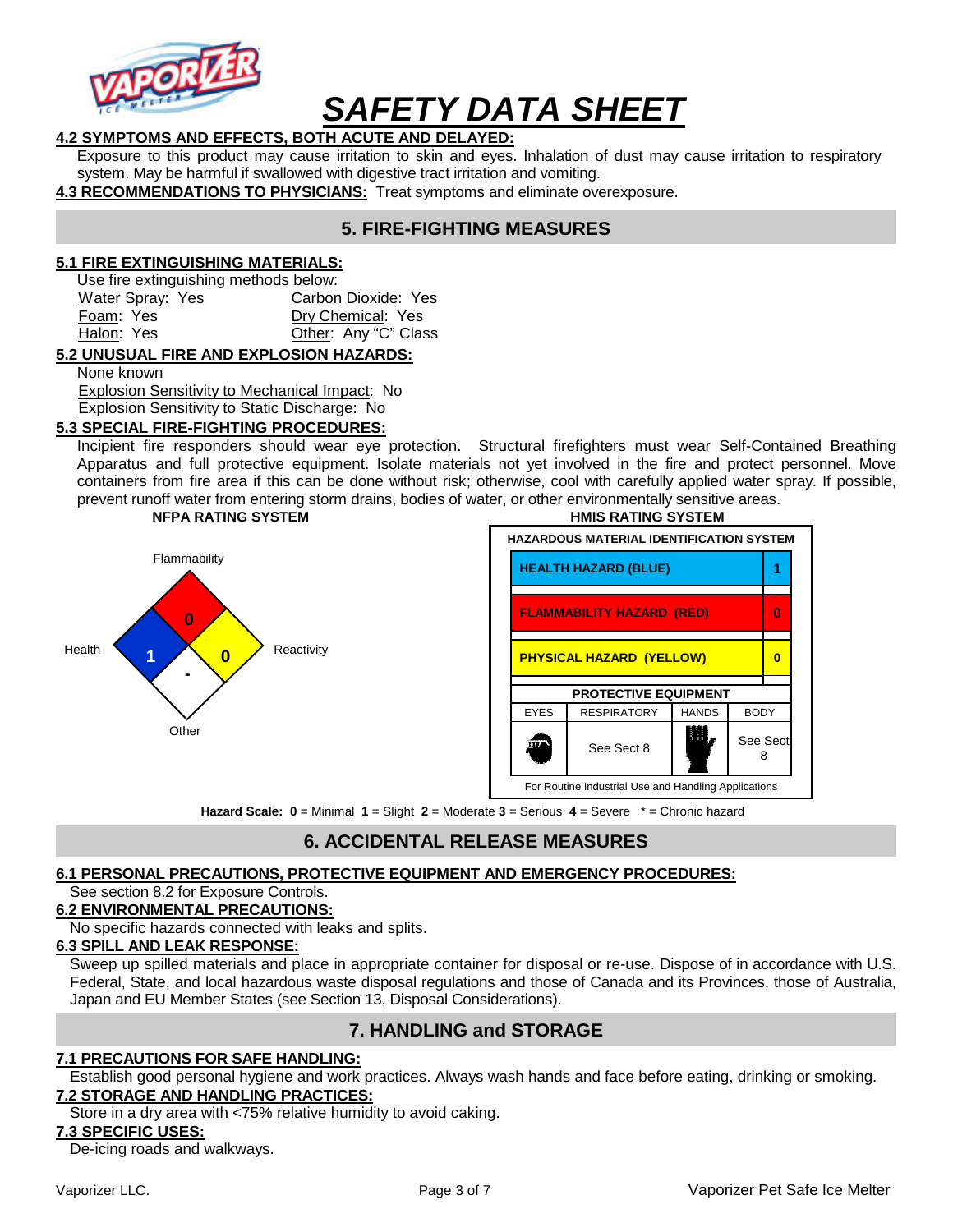## 4.2 SYMPTOMS AND EFFECTS, BOTH ACUTE AND DELAYED:

Exposure to this product may cause irritation to skin and eyes. Inhalation of dust may cause irritation to respiratory system. May be harmful if swallowed with digestive tract irritation and vomiting.

**4.3 RECOMMENDATIONS TO PHYSICIANS:** Treat symptoms and eliminate overexposure.

# 5. FIRE-FIGHTING MEASURES

## 5.1 FIRE EXTINGUISHING MATERIALS:

Use fire extinguishing methods below:

| | |
|---|---|
| Water Spray: Yes | Carbon Dioxide: Yes |
| Foam: Yes | Dry Chemical: Yes |
| Halon: Yes | Other: Any “C” Class |

## 5.2 UNUSUAL FIRE AND EXPLOSION HAZARDS:

None known

Explosion Sensitivity to Mechanical Impact: No

Explosion Sensitivity to Static Discharge: No

## 5.3 SPECIAL FIRE-FIGHTING PROCEDURES:

Incipient fire responders should wear eye protection. Structural firefighters must wear Self-Contained Breathing Apparatus and full protective equipment. Isolate materials not yet involved in the fire and protect personnel. Move containers from fire area if this can be done without risk; otherwise, cool with carefully applied water spray. If possible, prevent runoff water from entering storm drains, bodies of water, or other environmentally sensitive areas.

**NFPA RATING SYSTEM**

| Category | Rating |
|---|---|
| Flammability | 0 |
| Health | 1 |
| Reactivity | 0 |
| Other | - |

**HMIS RATING SYSTEM**

HAZARDOUS MATERIAL IDENTIFICATION SYSTEM

| Hazard | Rating |
|---|---|
| HEALTH HAZARD (BLUE) | 1 |
| FLAMMABILITY HAZARD (RED) | 0 |
| PHYSICAL HAZARD (YELLOW) | 0 |

PROTECTIVE EQUIPMENT

| EYES | RESPIRATORY | HANDS | BODY |
|---|---|---|---|
| | See Sect 8 | | See Sect 8 |

For Routine Industrial Use and Handling Applications

**Hazard Scale:** **0** = Minimal **1** = Slight **2** = Moderate **3** = Serious **4** = Severe * = Chronic hazard

# 6. ACCIDENTAL RELEASE MEASURES

## 6.1 PERSONAL PRECAUTIONS, PROTECTIVE EQUIPMENT AND EMERGENCY PROCEDURES:

See section 8.2 for Exposure Controls.

## 6.2 ENVIRONMENTAL PRECAUTIONS:

No specific hazards connected with leaks and splits.

## 6.3 SPILL AND LEAK RESPONSE:

Sweep up spilled materials and place in appropriate container for disposal or re-use. Dispose of in accordance with U.S. Federal, State, and local hazardous waste disposal regulations and those of Canada and its Provinces, those of Australia, Japan and EU Member States (see Section 13, Disposal Considerations).

# 7. HANDLING and STORAGE

## 7.1 PRECAUTIONS FOR SAFE HANDLING:

Establish good personal hygiene and work practices. Always wash hands and face before eating, drinking or smoking.

## 7.2 STORAGE AND HANDLING PRACTICES:

Store in a dry area with <75% relative humidity to avoid caking.

## 7.3 SPECIFIC USES:

De-icing roads and walkways.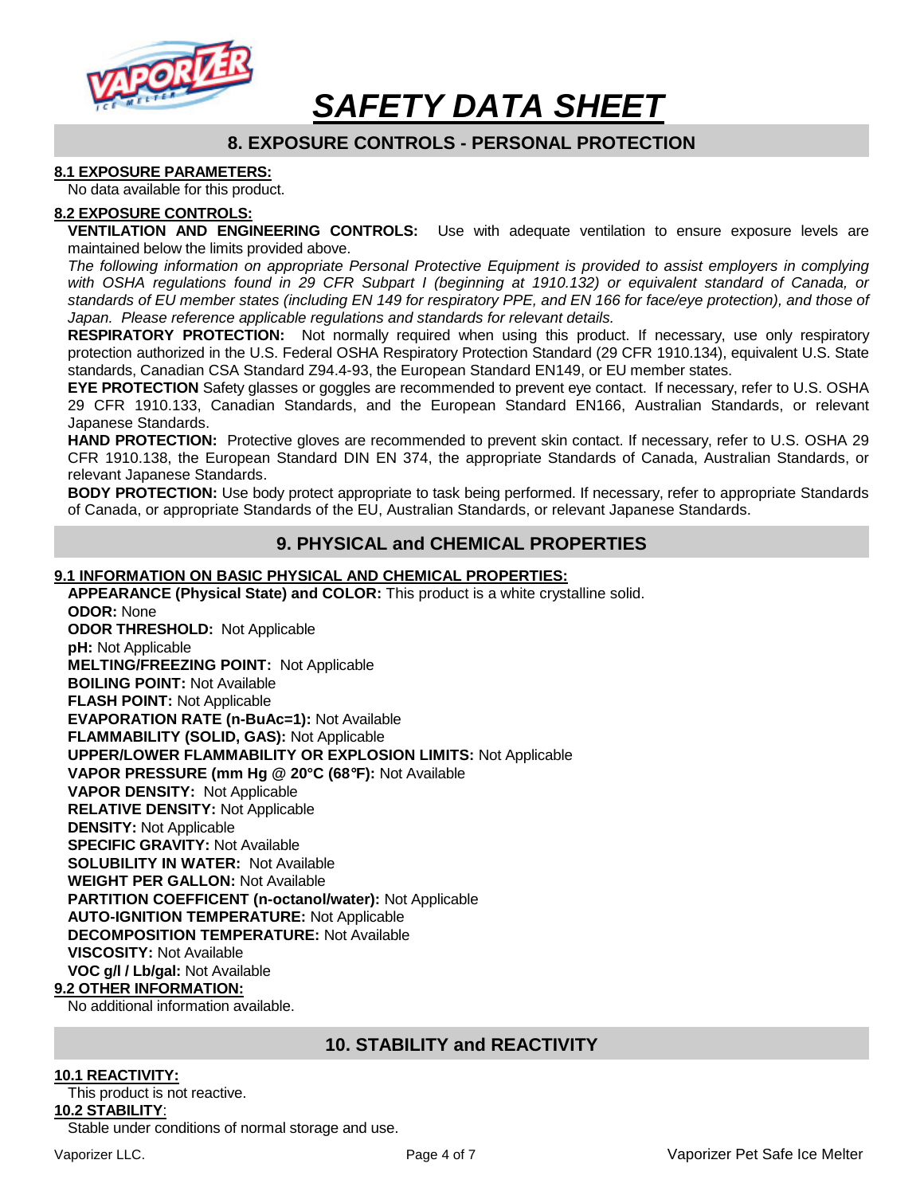# SAFETY DATA SHEET

## 8. EXPOSURE CONTROLS - PERSONAL PROTECTION

**8.1 EXPOSURE PARAMETERS:**

No data available for this product.

**8.2 EXPOSURE CONTROLS:**

**VENTILATION AND ENGINEERING CONTROLS:** Use with adequate ventilation to ensure exposure levels are maintained below the limits provided above.

*The following information on appropriate Personal Protective Equipment is provided to assist employers in complying with OSHA regulations found in 29 CFR Subpart I (beginning at 1910.132) or equivalent standard of Canada, or standards of EU member states (including EN 149 for respiratory PPE, and EN 166 for face/eye protection), and those of Japan. Please reference applicable regulations and standards for relevant details.*

**RESPIRATORY PROTECTION:** Not normally required when using this product. If necessary, use only respiratory protection authorized in the U.S. Federal OSHA Respiratory Protection Standard (29 CFR 1910.134), equivalent U.S. State standards, Canadian CSA Standard Z94.4-93, the European Standard EN149, or EU member states.

**EYE PROTECTION** Safety glasses or goggles are recommended to prevent eye contact. If necessary, refer to U.S. OSHA 29 CFR 1910.133, Canadian Standards, and the European Standard EN166, Australian Standards, or relevant Japanese Standards.

**HAND PROTECTION:** Protective gloves are recommended to prevent skin contact. If necessary, refer to U.S. OSHA 29 CFR 1910.138, the European Standard DIN EN 374, the appropriate Standards of Canada, Australian Standards, or relevant Japanese Standards.

**BODY PROTECTION:** Use body protect appropriate to task being performed. If necessary, refer to appropriate Standards of Canada, or appropriate Standards of the EU, Australian Standards, or relevant Japanese Standards.

## 9. PHYSICAL and CHEMICAL PROPERTIES

**9.1 INFORMATION ON BASIC PHYSICAL AND CHEMICAL PROPERTIES:**

**APPEARANCE (Physical State) and COLOR:** This product is a white crystalline solid.
**ODOR:** None
**ODOR THRESHOLD:** Not Applicable
**pH:** Not Applicable
**MELTING/FREEZING POINT:** Not Applicable
**BOILING POINT:** Not Available
**FLASH POINT:** Not Applicable
**EVAPORATION RATE (n-BuAc=1):** Not Available
**FLAMMABILITY (SOLID, GAS):** Not Applicable
**UPPER/LOWER FLAMMABILITY OR EXPLOSION LIMITS:** Not Applicable
**VAPOR PRESSURE (mm Hg @ 20°C (68°F):** Not Available
**VAPOR DENSITY:** Not Applicable
**RELATIVE DENSITY:** Not Applicable
**DENSITY:** Not Applicable
**SPECIFIC GRAVITY:** Not Available
**SOLUBILITY IN WATER:** Not Available
**WEIGHT PER GALLON:** Not Available
**PARTITION COEFFICENT (n-octanol/water):** Not Applicable
**AUTO-IGNITION TEMPERATURE:** Not Applicable
**DECOMPOSITION TEMPERATURE:** Not Available
**VISCOSITY:** Not Available
**VOC g/l / Lb/gal:** Not Available

**9.2 OTHER INFORMATION:**

No additional information available.

## 10. STABILITY and REACTIVITY

**10.1 REACTIVITY:**

This product is not reactive.

**10.2 STABILITY**:

Stable under conditions of normal storage and use.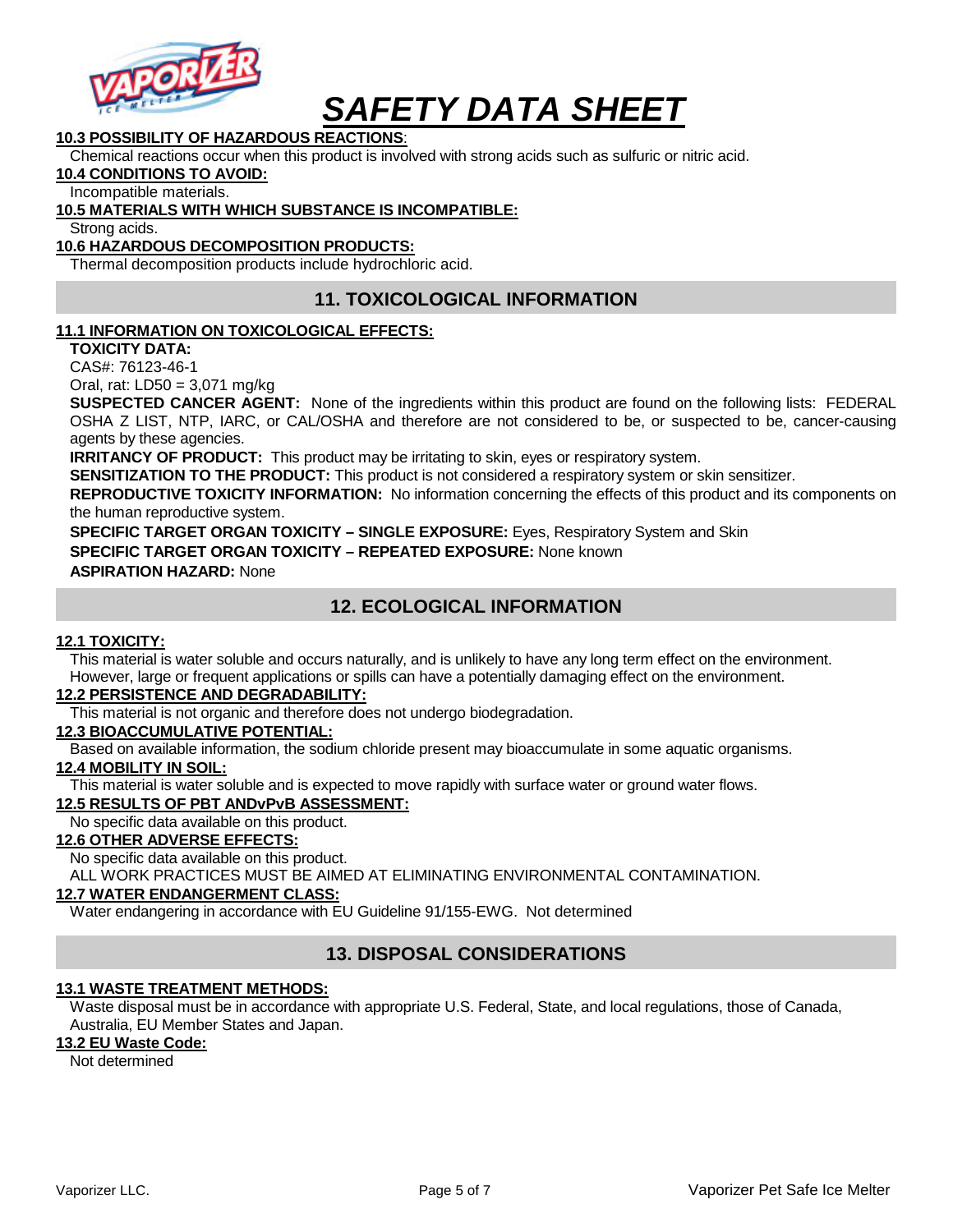**10.3 POSSIBILITY OF HAZARDOUS REACTIONS**:

Chemical reactions occur when this product is involved with strong acids such as sulfuric or nitric acid.

**10.4 CONDITIONS TO AVOID:**

Incompatible materials.

**10.5 MATERIALS WITH WHICH SUBSTANCE IS INCOMPATIBLE:**

Strong acids.

**10.6 HAZARDOUS DECOMPOSITION PRODUCTS:**

Thermal decomposition products include hydrochloric acid.

## 11. TOXICOLOGICAL INFORMATION

**11.1 INFORMATION ON TOXICOLOGICAL EFFECTS:**

**TOXICITY DATA:**

CAS#: 76123-46-1

Oral, rat: LD50 = 3,071 mg/kg

**SUSPECTED CANCER AGENT:** None of the ingredients within this product are found on the following lists: FEDERAL OSHA Z LIST, NTP, IARC, or CAL/OSHA and therefore are not considered to be, or suspected to be, cancer-causing agents by these agencies.

**IRRITANCY OF PRODUCT:** This product may be irritating to skin, eyes or respiratory system.

**SENSITIZATION TO THE PRODUCT:** This product is not considered a respiratory system or skin sensitizer.

**REPRODUCTIVE TOXICITY INFORMATION:** No information concerning the effects of this product and its components on the human reproductive system.

**SPECIFIC TARGET ORGAN TOXICITY – SINGLE EXPOSURE:** Eyes, Respiratory System and Skin

**SPECIFIC TARGET ORGAN TOXICITY – REPEATED EXPOSURE:** None known

**ASPIRATION HAZARD:** None

## 12. ECOLOGICAL INFORMATION

**12.1 TOXICITY:**

This material is water soluble and occurs naturally, and is unlikely to have any long term effect on the environment. However, large or frequent applications or spills can have a potentially damaging effect on the environment.

**12.2 PERSISTENCE AND DEGRADABILITY:**

This material is not organic and therefore does not undergo biodegradation.

**12.3 BIOACCUMULATIVE POTENTIAL:**

Based on available information, the sodium chloride present may bioaccumulate in some aquatic organisms.

**12.4 MOBILITY IN SOIL:**

This material is water soluble and is expected to move rapidly with surface water or ground water flows.

**12.5 RESULTS OF PBT ANDvPvB ASSESSMENT:**

No specific data available on this product.

**12.6 OTHER ADVERSE EFFECTS:**

No specific data available on this product.

ALL WORK PRACTICES MUST BE AIMED AT ELIMINATING ENVIRONMENTAL CONTAMINATION.

**12.7 WATER ENDANGERMENT CLASS:**

Water endangering in accordance with EU Guideline 91/155-EWG. Not determined

## 13. DISPOSAL CONSIDERATIONS

**13.1 WASTE TREATMENT METHODS:**

Waste disposal must be in accordance with appropriate U.S. Federal, State, and local regulations, those of Canada, Australia, EU Member States and Japan.

**13.2 EU Waste Code:**

Not determined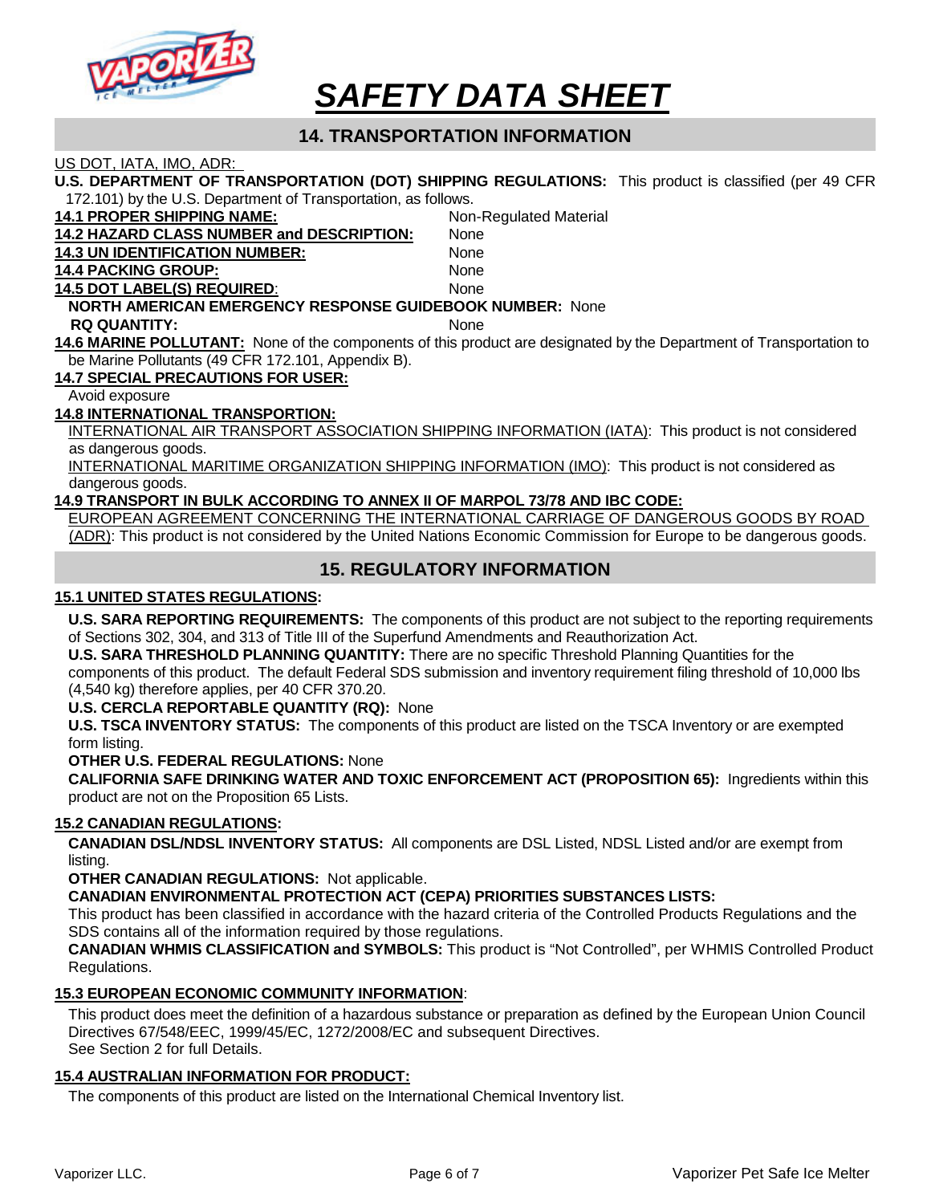# SAFETY DATA SHEET

## 14. TRANSPORTATION INFORMATION

US DOT, IATA, IMO, ADR:

**U.S. DEPARTMENT OF TRANSPORTATION (DOT) SHIPPING REGULATIONS:** This product is classified (per 49 CFR 172.101) by the U.S. Department of Transportation, as follows.

**14.1 PROPER SHIPPING NAME:** Non-Regulated Material

**14.2 HAZARD CLASS NUMBER and DESCRIPTION:** None

**14.3 UN IDENTIFICATION NUMBER:** None

**14.4 PACKING GROUP:** None

**14.5 DOT LABEL(S) REQUIRED:** None

**NORTH AMERICAN EMERGENCY RESPONSE GUIDEBOOK NUMBER:** None

**RQ QUANTITY:** None

**14.6 MARINE POLLUTANT:** None of the components of this product are designated by the Department of Transportation to be Marine Pollutants (49 CFR 172.101, Appendix B).

**14.7 SPECIAL PRECAUTIONS FOR USER:**

Avoid exposure

**14.8 INTERNATIONAL TRANSPORTION:**

INTERNATIONAL AIR TRANSPORT ASSOCIATION SHIPPING INFORMATION (IATA): This product is not considered as dangerous goods.

INTERNATIONAL MARITIME ORGANIZATION SHIPPING INFORMATION (IMO): This product is not considered as dangerous goods.

**14.9 TRANSPORT IN BULK ACCORDING TO ANNEX II OF MARPOL 73/78 AND IBC CODE:**

EUROPEAN AGREEMENT CONCERNING THE INTERNATIONAL CARRIAGE OF DANGEROUS GOODS BY ROAD (ADR): This product is not considered by the United Nations Economic Commission for Europe to be dangerous goods.

## 15. REGULATORY INFORMATION

### 15.1 UNITED STATES REGULATIONS:

**U.S. SARA REPORTING REQUIREMENTS:** The components of this product are not subject to the reporting requirements of Sections 302, 304, and 313 of Title III of the Superfund Amendments and Reauthorization Act.

**U.S. SARA THRESHOLD PLANNING QUANTITY:** There are no specific Threshold Planning Quantities for the components of this product. The default Federal SDS submission and inventory requirement filing threshold of 10,000 lbs (4,540 kg) therefore applies, per 40 CFR 370.20.

**U.S. CERCLA REPORTABLE QUANTITY (RQ):** None

**U.S. TSCA INVENTORY STATUS:** The components of this product are listed on the TSCA Inventory or are exempted form listing.

**OTHER U.S. FEDERAL REGULATIONS:** None

**CALIFORNIA SAFE DRINKING WATER AND TOXIC ENFORCEMENT ACT (PROPOSITION 65):** Ingredients within this product are not on the Proposition 65 Lists.

### 15.2 CANADIAN REGULATIONS:

**CANADIAN DSL/NDSL INVENTORY STATUS:** All components are DSL Listed, NDSL Listed and/or are exempt from listing.

**OTHER CANADIAN REGULATIONS:** Not applicable.

**CANADIAN ENVIRONMENTAL PROTECTION ACT (CEPA) PRIORITIES SUBSTANCES LISTS:**

This product has been classified in accordance with the hazard criteria of the Controlled Products Regulations and the SDS contains all of the information required by those regulations.

**CANADIAN WHMIS CLASSIFICATION and SYMBOLS:** This product is "Not Controlled", per WHMIS Controlled Product Regulations.

### 15.3 EUROPEAN ECONOMIC COMMUNITY INFORMATION:

This product does meet the definition of a hazardous substance or preparation as defined by the European Union Council Directives 67/548/EEC, 1999/45/EC, 1272/2008/EC and subsequent Directives.
See Section 2 for full Details.

### 15.4 AUSTRALIAN INFORMATION FOR PRODUCT:

The components of this product are listed on the International Chemical Inventory list.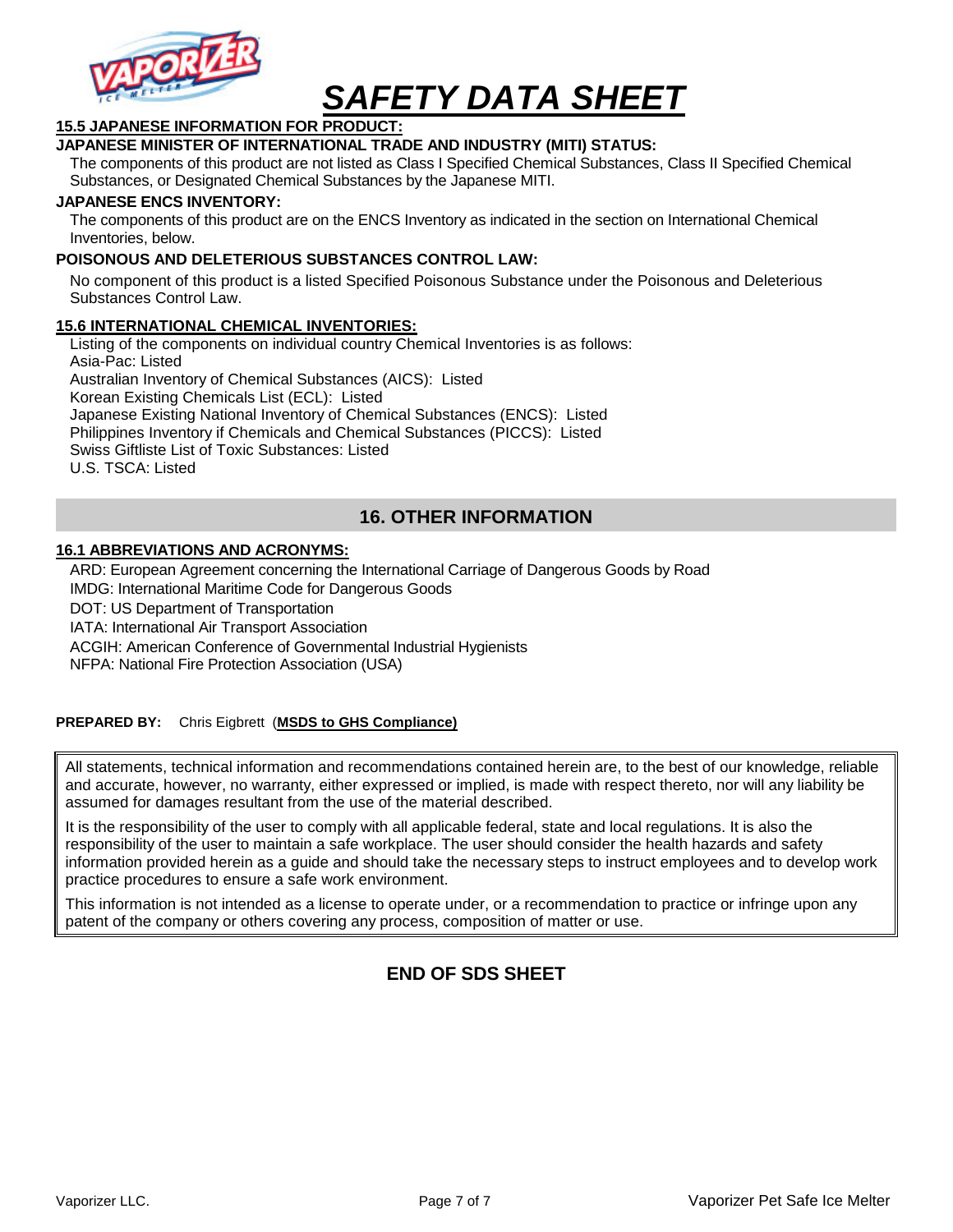# SAFETY DATA SHEET

**15.5 JAPANESE INFORMATION FOR PRODUCT:**

**JAPANESE MINISTER OF INTERNATIONAL TRADE AND INDUSTRY (MITI) STATUS:**

The components of this product are not listed as Class I Specified Chemical Substances, Class II Specified Chemical Substances, or Designated Chemical Substances by the Japanese MITI.

**JAPANESE ENCS INVENTORY:**

The components of this product are on the ENCS Inventory as indicated in the section on International Chemical Inventories, below.

**POISONOUS AND DELETERIOUS SUBSTANCES CONTROL LAW:**

No component of this product is a listed Specified Poisonous Substance under the Poisonous and Deleterious Substances Control Law.

**15.6 INTERNATIONAL CHEMICAL INVENTORIES:**

Listing of the components on individual country Chemical Inventories is as follows:
Asia-Pac: Listed
Australian Inventory of Chemical Substances (AICS): Listed
Korean Existing Chemicals List (ECL): Listed
Japanese Existing National Inventory of Chemical Substances (ENCS): Listed
Philippines Inventory if Chemicals and Chemical Substances (PICCS): Listed
Swiss Giftliste List of Toxic Substances: Listed
U.S. TSCA: Listed

## 16. OTHER INFORMATION

**16.1 ABBREVIATIONS AND ACRONYMS:**

ARD: European Agreement concerning the International Carriage of Dangerous Goods by Road
IMDG: International Maritime Code for Dangerous Goods
DOT: US Department of Transportation
IATA: International Air Transport Association
ACGIH: American Conference of Governmental Industrial Hygienists
NFPA: National Fire Protection Association (USA)

**PREPARED BY:** Chris Eigbrett (**MSDS to GHS Compliance)**

All statements, technical information and recommendations contained herein are, to the best of our knowledge, reliable and accurate, however, no warranty, either expressed or implied, is made with respect thereto, nor will any liability be assumed for damages resultant from the use of the material described.

It is the responsibility of the user to comply with all applicable federal, state and local regulations. It is also the responsibility of the user to maintain a safe workplace. The user should consider the health hazards and safety information provided herein as a guide and should take the necessary steps to instruct employees and to develop work practice procedures to ensure a safe work environment.

This information is not intended as a license to operate under, or a recommendation to practice or infringe upon any patent of the company or others covering any process, composition of matter or use.

**END OF SDS SHEET**